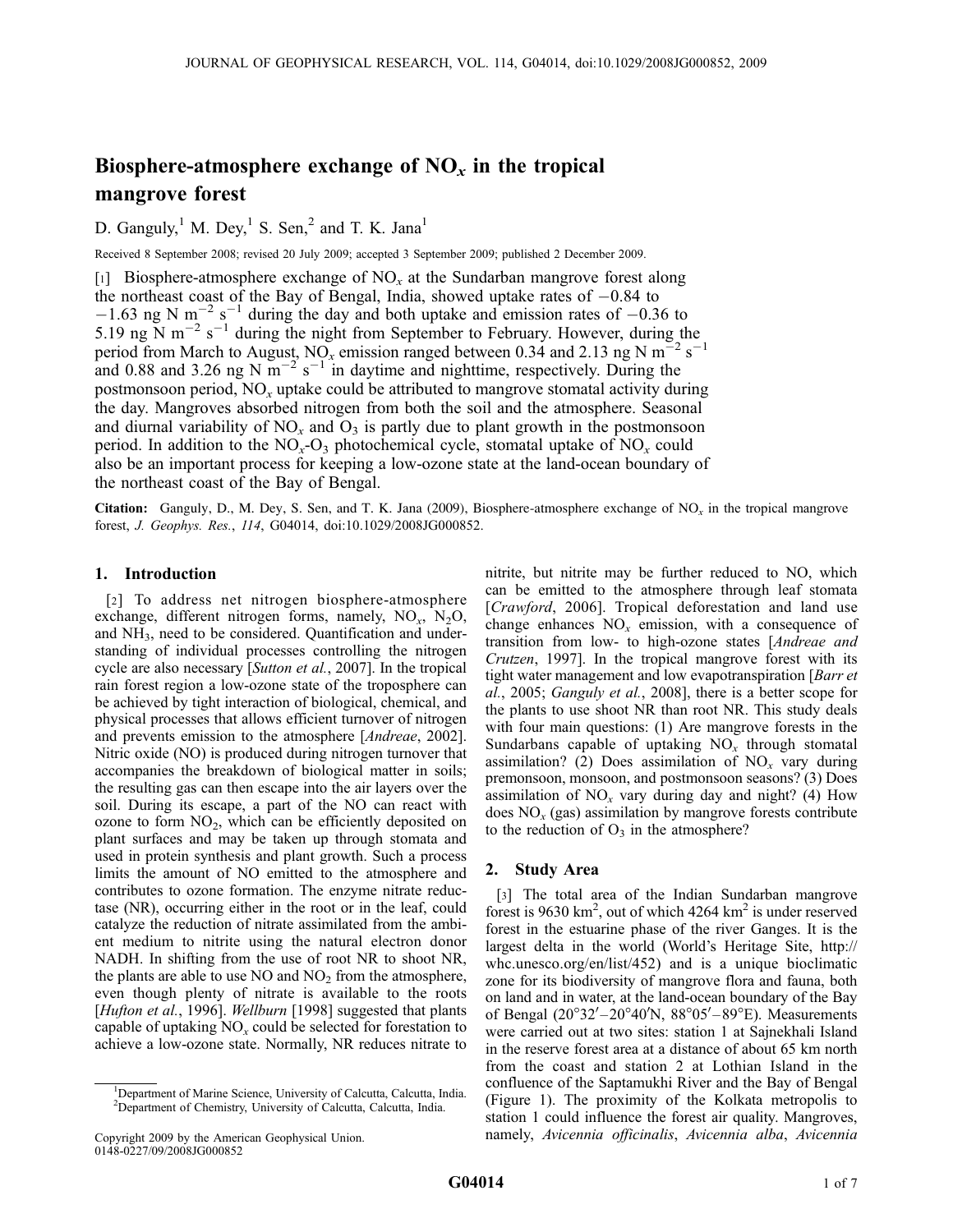# Biosphere-atmosphere exchange of $NO_x$ in the tropical mangrove forest

D. Ganguly,[1] M. Dey,[1] S. Sen,[2] and T. K. Jana[1]

Received 8 September 2008; revised 20 July 2009; accepted 3 September 2009; published 2 December 2009.

[1] Biosphere-atmosphere exchange of $NO_x$ at the Sundarban mangrove forest along the northeast coast of the Bay of Bengal, India, showed uptake rates of $-0.84$ to $-1.63$ ng N $m^{-2}$ $s^{-1}$ during the day and both uptake and emission rates of $-0.36$ to 5.19 ng N $m^{-2}$ $s^{-1}$ during the night from September to February. However, during the period from March to August, $NO_x$ emission ranged between 0.34 and 2.13 ng N $m^{-2}$ $s^{-1}$ and 0.88 and 3.26 ng N $m^{-2}$ $s^{-1}$ in daytime and nighttime, respectively. During the postmonsoon period, $NO_x$ uptake could be attributed to mangrove stomatal activity during the day. Mangroves absorbed nitrogen from both the soil and the atmosphere. Seasonal and diurnal variability of $NO_x$ and $O_3$ is partly due to plant growth in the postmonsoon period. In addition to the $NO_x$-$O_3$ photochemical cycle, stomatal uptake of $NO_x$ could also be an important process for keeping a low-ozone state at the land-ocean boundary of the northeast coast of the Bay of Bengal.

**Citation:** Ganguly, D., M. Dey, S. Sen, and T. K. Jana (2009), Biosphere-atmosphere exchange of $NO_x$ in the tropical mangrove forest, *J. Geophys. Res.*, *114*, G04014, doi:10.1029/2008JG000852.

## 1. Introduction

[2] To address net nitrogen biosphere-atmosphere exchange, different nitrogen forms, namely, $NO_x$, $N_2O$, and $NH_3$, need to be considered. Quantification and understanding of individual processes controlling the nitrogen cycle are also necessary [*Sutton et al.*, 2007]. In the tropical rain forest region a low-ozone state of the troposphere can be achieved by tight interaction of biological, chemical, and physical processes that allows efficient turnover of nitrogen and prevents emission to the atmosphere [*Andreae*, 2002]. Nitric oxide (NO) is produced during nitrogen turnover that accompanies the breakdown of biological matter in soils; the resulting gas can then escape into the air layers over the soil. During its escape, a part of the NO can react with ozone to form $NO_2$, which can be efficiently deposited on plant surfaces and may be taken up through stomata and used in protein synthesis and plant growth. Such a process limits the amount of NO emitted to the atmosphere and contributes to ozone formation. The enzyme nitrate reductase (NR), occurring either in the root or in the leaf, could catalyze the reduction of nitrate assimilated from the ambient medium to nitrite using the natural electron donor NADH. In shifting from the use of root NR to shoot NR, the plants are able to use NO and $NO_2$ from the atmosphere, even though plenty of nitrate is available to the roots [*Hufton et al.*, 1996]. *Wellburn* [1998] suggested that plants capable of uptaking $NO_x$ could be selected for forestation to achieve a low-ozone state. Normally, NR reduces nitrate to nitrite, but nitrite may be further reduced to NO, which can be emitted to the atmosphere through leaf stomata [*Crawford*, 2006]. Tropical deforestation and land use change enhances $NO_x$ emission, with a consequence of transition from low- to high-ozone states [*Andreae and Crutzen*, 1997]. In the tropical mangrove forest with its tight water management and low evapotranspiration [*Barr et al.*, 2005; *Ganguly et al.*, 2008], there is a better scope for the plants to use shoot NR than root NR. This study deals with four main questions: (1) Are mangrove forests in the Sundarbans capable of uptaking $NO_x$ through stomatal assimilation? (2) Does assimilation of $NO_x$ vary during premonsoon, monsoon, and postmonsoon seasons? (3) Does assimilation of $NO_x$ vary during day and night? (4) How does $NO_x$ (gas) assimilation by mangrove forests contribute to the reduction of $O_3$ in the atmosphere?

## 2. Study Area

[3] The total area of the Indian Sundarban mangrove forest is 9630 $km^2$, out of which 4264 $km^2$ is under reserved forest in the estuarine phase of the river Ganges. It is the largest delta in the world (World's Heritage Site, http://whc.unesco.org/en/list/452) and is a unique bioclimatic zone for its biodiversity of mangrove flora and fauna, both on land and in water, at the land-ocean boundary of the Bay of Bengal (20°32′–20°40′N, 88°05′–89°E). Measurements were carried out at two sites: station 1 at Sajnekhali Island in the reserve forest area at a distance of about 65 km north from the coast and station 2 at Lothian Island in the confluence of the Saptamukhi River and the Bay of Bengal (Figure 1). The proximity of the Kolkata metropolis to station 1 could influence the forest air quality. Mangroves, namely, *Avicennia officinalis*, *Avicennia alba*, *Avicennia*

---

[1]Department of Marine Science, University of Calcutta, Calcutta, India.
[2]Department of Chemistry, University of Calcutta, Calcutta, India.

Copyright 2009 by the American Geophysical Union.
0148-0227/09/2008JG000852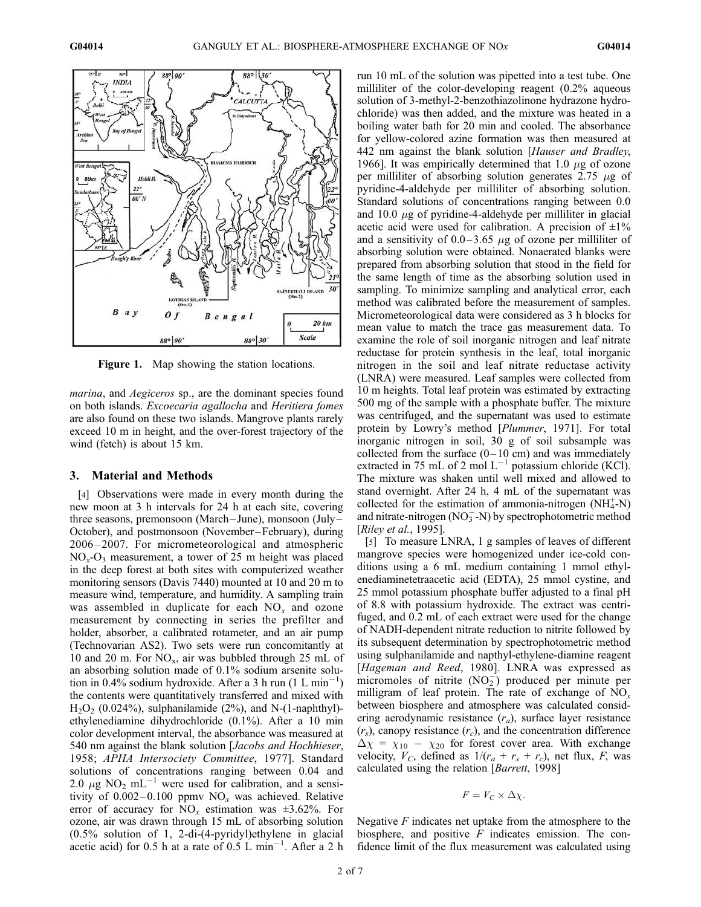Figure 1. Map showing the station locations.

*marina*, and *Aegiceros* sp., are the dominant species found on both islands. *Excoecaria agallocha* and *Heritiera fomes* are also found on these two islands. Mangrove plants rarely exceed 10 m in height, and the over-forest trajectory of the wind (fetch) is about 15 km.

## 3. Material and Methods

[4] Observations were made in every month during the new moon at 3 h intervals for 24 h at each site, covering three seasons, premonsoon (March–June), monsoon (July–October), and postmonsoon (November–February), during 2006–2007. For micrometeorological and atmospheric $NO_x$-$O_3$ measurement, a tower of 25 m height was placed in the deep forest at both sites with computerized weather monitoring sensors (Davis 7440) mounted at 10 and 20 m to measure wind, temperature, and humidity. A sampling train was assembled in duplicate for each $NO_x$ and ozone measurement by connecting in series the prefilter and holder, absorber, a calibrated rotameter, and an air pump (Technovarian AS2). Two sets were run concomitantly at 10 and 20 m. For $NO_x$, air was bubbled through 25 mL of an absorbing solution made of 0.1% sodium arsenite solution in 0.4% sodium hydroxide. After a 3 h run (1 L $min^{-1}$) the contents were quantitatively transferred and mixed with $H_2O_2$ (0.024%), sulphanilamide (2%), and N-(1-naphthyl)-ethylenediamine dihydrochloride (0.1%). After a 10 min color development interval, the absorbance was measured at 540 nm against the blank solution [*Jacobs and Hochhieser*, 1958; *APHA Intersociety Committee*, 1977]. Standard solutions of concentrations ranging between 0.04 and 2.0 $\mu$g $NO_2$ $mL^{-1}$ were used for calibration, and a sensitivity of 0.002–0.100 ppmv $NO_x$ was achieved. Relative error of accuracy for $NO_x$ estimation was ±3.62%. For ozone, air was drawn through 15 mL of absorbing solution (0.5% solution of 1, 2-di-(4-pyridyl)ethylene in glacial acetic acid) for 0.5 h at a rate of 0.5 L $min^{-1}$. After a 2 h run 10 mL of the solution was pipetted into a test tube. One milliliter of the color-developing reagent (0.2% aqueous solution of 3-methyl-2-benzothiazolinone hydrazone hydrochloride) was then added, and the mixture was heated in a boiling water bath for 20 min and cooled. The absorbance for yellow-colored azine formation was then measured at 442 nm against the blank solution [*Hauser and Bradley*, 1966]. It was empirically determined that 1.0 $\mu$g of ozone per milliliter of absorbing solution generates 2.75 $\mu$g of pyridine-4-aldehyde per milliliter of absorbing solution. Standard solutions of concentrations ranging between 0.0 and 10.0 $\mu$g of pyridine-4-aldehyde per milliliter in glacial acetic acid were used for calibration. A precision of ±1% and a sensitivity of 0.0–3.65 $\mu$g of ozone per milliliter of absorbing solution were obtained. Nonaerated blanks were prepared from absorbing solution that stood in the field for the same length of time as the absorbing solution used in sampling. To minimize sampling and analytical error, each method was calibrated before the measurement of samples. Micrometeorological data were considered as 3 h blocks for mean value to match the trace gas measurement data. To examine the role of soil inorganic nitrogen and leaf nitrate reductase for protein synthesis in the leaf, total inorganic nitrogen in the soil and leaf nitrate reductase activity (LNRA) were measured. Leaf samples were collected from 10 m heights. Total leaf protein was estimated by extracting 500 mg of the sample with a phosphate buffer. The mixture was centrifuged, and the supernatant was used to estimate protein by Lowry's method [*Plummer*, 1971]. For total inorganic nitrogen in soil, 30 g of soil subsample was collected from the surface (0–10 cm) and was immediately extracted in 75 mL of 2 mol $L^{-1}$ potassium chloride (KCl). The mixture was shaken until well mixed and allowed to stand overnight. After 24 h, 4 mL of the supernatant was collected for the estimation of ammonia-nitrogen ($NH_4^+$-N) and nitrate-nitrogen ($NO_3^-$-N) by spectrophotometric method [*Riley et al.*, 1995].

[5] To measure LNRA, 1 g samples of leaves of different mangrove species were homogenized under ice-cold conditions using a 6 mL medium containing 1 mmol ethylenediaminetetraacetic acid (EDTA), 25 mmol cystine, and 25 mmol potassium phosphate buffer adjusted to a final pH of 8.8 with potassium hydroxide. The extract was centrifuged, and 0.2 mL of each extract were used for the change of NADH-dependent nitrate reduction to nitrite followed by its subsequent determination by spectrophotometric method using sulphanilamide and napthyl-ethylene-diamine reagent [*Hageman and Reed*, 1980]. LNRA was expressed as micromoles of nitrite ($NO_2^-$) produced per minute per milligram of leaf protein. The rate of exchange of $NO_x$ between biosphere and atmosphere was calculated considering aerodynamic resistance ($r_a$), surface layer resistance ($r_s$), canopy resistance ($r_c$), and the concentration difference $\Delta\chi = \chi_{10} - \chi_{20}$ for forest cover area. With exchange velocity, $V_C$, defined as $1/(r_a + r_s + r_c)$, net flux, $F$, was calculated using the relation [*Barrett*, 1998]

$$F = V_C \times \Delta\chi.$$

Negative $F$ indicates net uptake from the atmosphere to the biosphere, and positive $F$ indicates emission. The confidence limit of the flux measurement was calculated using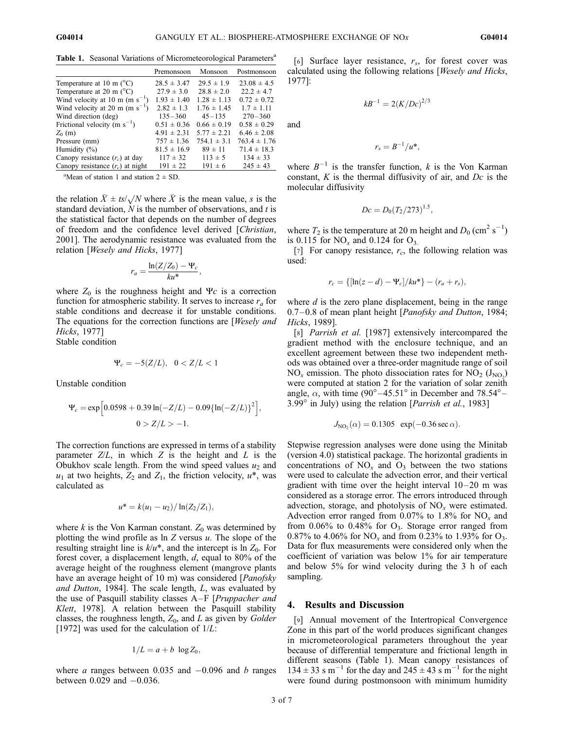**Table 1.** Seasonal Variations of Micrometeorological Parameters[a]

| | Premonsoon | Monsoon | Postmonsoon |
|---|---|---|---|
| Temperature at 10 m (°C) | 28.5 ± 3.47 | 29.5 ± 1.9 | 23.08 ± 4.5 |
| Temperature at 20 m (°C) | 27.9 ± 3.0 | 28.8 ± 2.0 | 22.2 ± 4.7 |
| Wind velocity at 10 m (m $s^{-1}$) | 1.93 ± 1.40 | 1.28 ± 1.13 | 0.72 ± 0.72 |
| Wind velocity at 20 m (m $s^{-1}$) | 2.82 ± 1.3 | 1.76 ± 1.45 | 1.7 ± 1.11 |
| Wind direction (deg) | 135–360 | 45–135 | 270–360 |
| Frictional velocity (m $s^{-1}$) | 0.51 ± 0.36 | 0.66 ± 0.19 | 0.58 ± 0.29 |
| $Z_0$ (m) | 4.91 ± 2.31 | 5.77 ± 2.21 | 6.46 ± 2.08 |
| Pressure (mm) | 757 ± 1.36 | 754.1 ± 3.1 | 763.4 ± 1.76 |
| Humidity (%) | 81.5 ± 16.9 | 89 ± 11 | 71.4 ± 18.3 |
| Canopy resistance ($r_c$) at day | 117 ± 32 | 113 ± 5 | 134 ± 33 |
| Canopy resistance ($r_c$) at night | 191 ± 22 | 191 ± 6 | 245 ± 43 |

[a]Mean of station 1 and station 2 ± SD.

the relation $\bar{X} \pm ts/\sqrt{N}$ where $\bar{X}$ is the mean value, $s$ is the standard deviation, $N$ is the number of observations, and $t$ is the statistical factor that depends on the number of degrees of freedom and the confidence level derived [*Christian*, 2001]. The aerodynamic resistance was evaluated from the relation [*Wesely and Hicks*, 1977]

$$r_a = \frac{\ln(Z/Z_0) - \Psi_c}{ku^*},$$

where $Z_0$ is the roughness height and $\Psi c$ is a correction function for atmospheric stability. It serves to increase $r_a$ for stable conditions and decrease it for unstable conditions. The equations for the correction functions are [*Wesely and Hicks*, 1977]

Stable condition

$$\Psi_c = -5(Z/L), \quad 0 < Z/L < 1$$

Unstable condition

$$\Psi_c = \exp\left[0.0598 + 0.39\ln(-Z/L) - 0.09\{\ln(-Z/L)\}^2\right], \quad 0 > Z/L > -1.$$

The correction functions are expressed in terms of a stability parameter $Z/L$, in which $Z$ is the height and $L$ is the Obukhov scale length. From the wind speed values $u_2$ and $u_1$ at two heights, $Z_2$ and $Z_1$, the friction velocity, $u^*$, was calculated as

$$u^* = k(u_1 - u_2)/\ln(Z_2/Z_1),$$

where $k$ is the Von Karman constant. $Z_0$ was determined by plotting the wind profile as ln $Z$ versus $u$. The slope of the resulting straight line is $k/u^*$, and the intercept is ln $Z_0$. For forest cover, a displacement length, $d$, equal to 80% of the average height of the roughness element (mangrove plants have an average height of 10 m) was considered [*Panofsky and Dutton*, 1984]. The scale length, $L$, was evaluated by the use of Pasquill stability classes A–F [*Pruppacher and Klett*, 1978]. A relation between the Pasquill stability classes, the roughness length, $Z_0$, and $L$ as given by *Golder* [1972] was used for the calculation of $1/L$:

$$1/L = a + b \log Z_0,$$

where $a$ ranges between 0.035 and −0.096 and $b$ ranges between 0.029 and −0.036.

[6] Surface layer resistance, $r_s$, for forest cover was calculated using the following relations [*Wesely and Hicks*, 1977]:

$$kB^{-1} = 2(K/Dc)^{2/3}$$

and

$$r_s = B^{-1}/u^*,$$

where $B^{-1}$ is the transfer function, $k$ is the Von Karman constant, $K$ is the thermal diffusivity of air, and $Dc$ is the molecular diffusivity

$$Dc = D_0(T_2/273)^{1.5},$$

where $T_2$ is the temperature at 20 m height and $D_0$ ($cm^2$ $s^{-1}$) is 0.115 for $NO_x$ and 0.124 for $O_3$.

[7] For canopy resistance, $r_c$, the following relation was used:

$$r_c = \{[\ln(z - d) - \Psi_c]/ku^*\} - (r_a + r_s),$$

where $d$ is the zero plane displacement, being in the range 0.7–0.8 of mean plant height [*Panofsky and Dutton*, 1984; *Hicks*, 1989].

[8] *Parrish et al.* [1987] extensively intercompared the gradient method with the enclosure technique, and an excellent agreement between these two independent methods was obtained over a three-order magnitude range of soil $NO_x$ emission. The photo dissociation rates for $NO_2$ ($J_{NO_2}$) were computed at station 2 for the variation of solar zenith angle, $\alpha$, with time (90°–45.51° in December and 78.54°–3.99° in July) using the relation [*Parrish et al.*, 1983]

$$J_{NO_2}(\alpha) = 0.1305 \quad \exp(-0.36 \sec\alpha).$$

Stepwise regression analyses were done using the Minitab (version 4.0) statistical package. The horizontal gradients in concentrations of $NO_x$ and $O_3$ between the two stations were used to calculate the advection error, and their vertical gradient with time over the height interval 10–20 m was considered as a storage error. The errors introduced through advection, storage, and photolysis of $NO_x$ were estimated. Advection error ranged from 0.07% to 1.8% for $NO_x$ and from 0.06% to 0.48% for $O_3$. Storage error ranged from 0.87% to 4.06% for $NO_x$ and from 0.23% to 1.93% for $O_3$. Data for flux measurements were considered only when the coefficient of variation was below 1% for air temperature and below 5% for wind velocity during the 3 h of each sampling.

## 4. Results and Discussion

[9] Annual movement of the Intertropical Convergence Zone in this part of the world produces significant changes in micrometeorological parameters throughout the year because of differential temperature and frictional length in different seasons (Table 1). Mean canopy resistances of 134 ± 33 s $m^{-1}$ for the day and 245 ± 43 s $m^{-1}$ for the night were found during postmonsoon with minimum humidity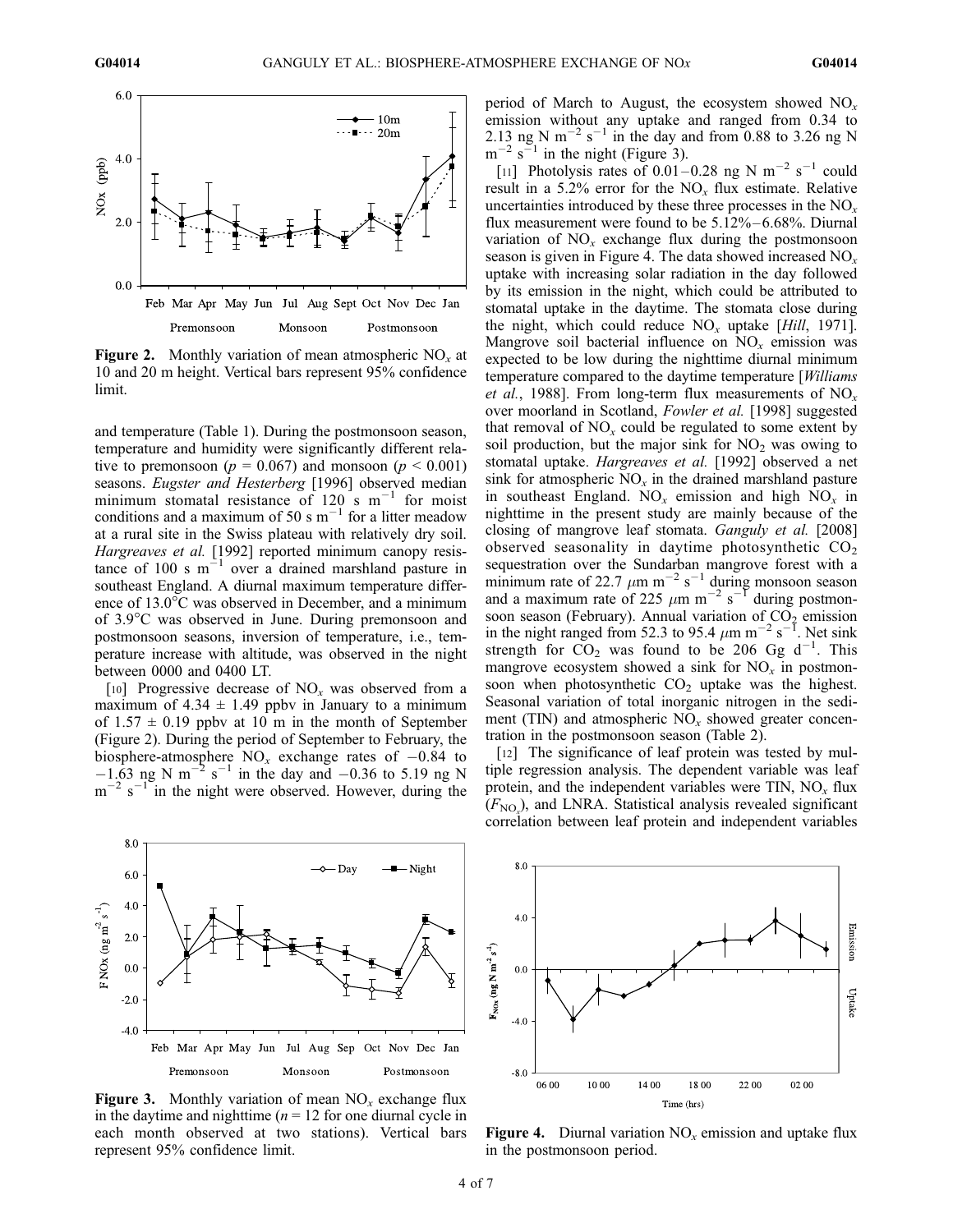Figure 2. Monthly variation of mean atmospheric $NO_x$ at 10 and 20 m height. Vertical bars represent 95% confidence limit.

and temperature (Table 1). During the postmonsoon season, temperature and humidity were significantly different relative to premonsoon ($p = 0.067$) and monsoon ($p < 0.001$) seasons. *Eugster and Hesterberg* [1996] observed median minimum stomatal resistance of 120 s $m^{-1}$ for moist conditions and a maximum of 50 s $m^{-1}$ for a litter meadow at a rural site in the Swiss plateau with relatively dry soil. *Hargreaves et al.* [1992] reported minimum canopy resistance of 100 s $m^{-1}$ over a drained marshland pasture in southeast England. A diurnal maximum temperature difference of 13.0°C was observed in December, and a minimum of 3.9°C was observed in June. During premonsoon and postmonsoon seasons, inversion of temperature, i.e., temperature increase with altitude, was observed in the night between 0000 and 0400 LT.

[10] Progressive decrease of $NO_x$ was observed from a maximum of 4.34 ± 1.49 ppbv in January to a minimum of 1.57 ± 0.19 ppbv at 10 m in the month of September (Figure 2). During the period of September to February, the biosphere-atmosphere $NO_x$ exchange rates of −0.84 to −1.63 ng N $m^{-2}$ $s^{-1}$ in the day and −0.36 to 5.19 ng N $m^{-2}$ $s^{-1}$ in the night were observed. However, during the period of March to August, the ecosystem showed $NO_x$ emission without any uptake and ranged from 0.34 to 2.13 ng N $m^{-2}$ $s^{-1}$ in the day and from 0.88 to 3.26 ng N $m^{-2}$ $s^{-1}$ in the night (Figure 3).

[11] Photolysis rates of 0.01–0.28 ng N $m^{-2}$ $s^{-1}$ could result in a 5.2% error for the $NO_x$ flux estimate. Relative uncertainties introduced by these three processes in the $NO_x$ flux measurement were found to be 5.12%–6.68%. Diurnal variation of $NO_x$ exchange flux during the postmonsoon season is given in Figure 4. The data showed increased $NO_x$ uptake with increasing solar radiation in the day followed by its emission in the night, which could be attributed to stomatal uptake in the daytime. The stomata close during the night, which could reduce $NO_x$ uptake [*Hill*, 1971]. Mangrove soil bacterial influence on $NO_x$ emission was expected to be low during the nighttime diurnal minimum temperature compared to the daytime temperature [*Williams et al.*, 1988]. From long-term flux measurements of $NO_x$ over moorland in Scotland, *Fowler et al.* [1998] suggested that removal of $NO_x$ could be regulated to some extent by soil production, but the major sink for $NO_2$ was owing to stomatal uptake. *Hargreaves et al.* [1992] observed a net sink for atmospheric $NO_x$ in the drained marshland pasture in southeast England. $NO_x$ emission and high $NO_x$ in nighttime in the present study are mainly because of the closing of mangrove leaf stomata. *Ganguly et al.* [2008] observed seasonality in daytime photosynthetic $CO_2$ sequestration over the Sundarban mangrove forest with a minimum rate of 22.7 $\mu$m $m^{-2}$ $s^{-1}$ during monsoon season and a maximum rate of 225 $\mu$m $m^{-2}$ $s^{-1}$ during postmonsoon season (February). Annual variation of $CO_2$ emission in the night ranged from 52.3 to 95.4 $\mu$m $m^{-2}$ $s^{-1}$. Net sink strength for $CO_2$ was found to be 206 Gg $d^{-1}$. This mangrove ecosystem showed a sink for $NO_x$ in postmonsoon when photosynthetic $CO_2$ uptake was the highest. Seasonal variation of total inorganic nitrogen in the sediment (TIN) and atmospheric $NO_x$ showed greater concentration in the postmonsoon season (Table 2).

[12] The significance of leaf protein was tested by multiple regression analysis. The dependent variable was leaf protein, and the independent variables were TIN, $NO_x$ flux ($F_{NO_x}$), and LNRA. Statistical analysis revealed significant correlation between leaf protein and independent variables

Figure 3. Monthly variation of mean $NO_x$ exchange flux in the daytime and nighttime ($n = 12$ for one diurnal cycle in each month observed at two stations). Vertical bars represent 95% confidence limit.

Figure 4. Diurnal variation $NO_x$ emission and uptake flux in the postmonsoon period.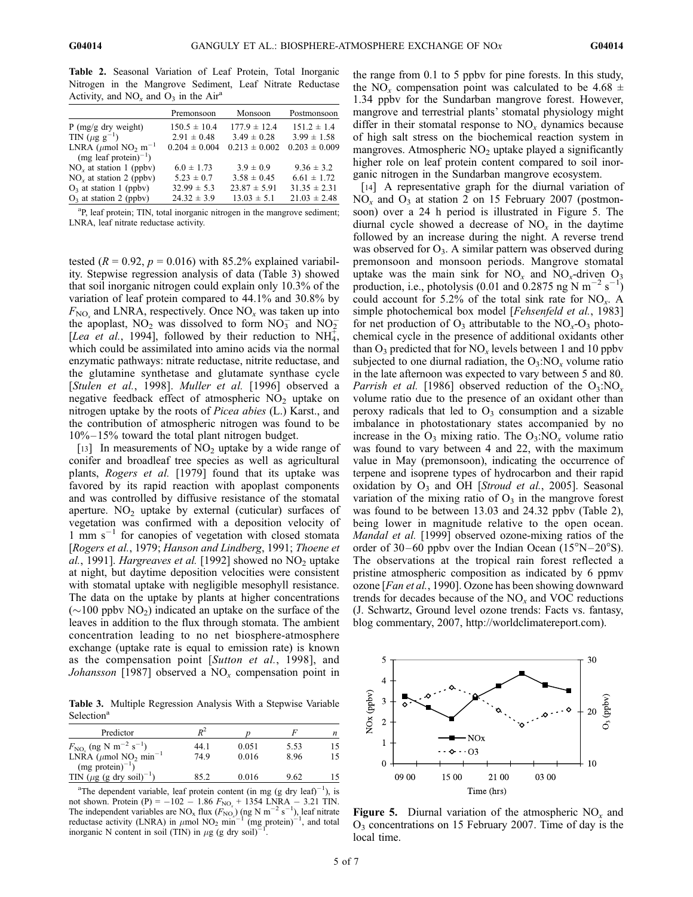**Table 2.** Seasonal Variation of Leaf Protein, Total Inorganic Nitrogen in the Mangrove Sediment, Leaf Nitrate Reductase Activity, and $NO_x$ and $O_3$ in the Air[a]

| | Premonsoon | Monsoon | Postmonsoon |
|---|---|---|---|
| P (mg/g dry weight) | $150.5 \pm 10.4$ | $177.9 \pm 12.4$ | $151.2 \pm 1.4$ |
| TIN ($\mu$g g$^{-1}$) | $2.91 \pm 0.48$ | $3.49 \pm 0.28$ | $3.99 \pm 1.58$ |
| LNRA ($\mu$mol $NO_2$ m$^{-1}$ (mg leaf protein)$^{-1}$) | $0.204 \pm 0.004$ | $0.213 \pm 0.002$ | $0.203 \pm 0.009$ |
| $NO_x$ at station 1 (ppbv) | $6.0 \pm 1.73$ | $3.9 \pm 0.9$ | $9.36 \pm 3.2$ |
| $NO_x$ at station 2 (ppbv) | $5.23 \pm 0.7$ | $3.58 \pm 0.45$ | $6.61 \pm 1.72$ |
| $O_3$ at station 1 (ppbv) | $32.99 \pm 5.3$ | $23.87 \pm 5.91$ | $31.35 \pm 2.31$ |
| $O_3$ at station 2 (ppbv) | $24.32 \pm 3.9$ | $13.03 \pm 5.1$ | $21.03 \pm 2.48$ |

[a]P, leaf protein; TIN, total inorganic nitrogen in the mangrove sediment; LNRA, leaf nitrate reductase activity.

tested ($R = 0.92$, $p = 0.016$) with 85.2% explained variability. Stepwise regression analysis of data (Table 3) showed that soil inorganic nitrogen could explain only 10.3% of the variation of leaf protein compared to 44.1% and 30.8% by $F_{NO_x}$ and LNRA, respectively. Once $NO_x$ was taken up into the apoplast, $NO_2$ was dissolved to form $NO_3^-$ and $NO_2^-$ [*Lea et al.*, 1994], followed by their reduction to $NH_4^+$, which could be assimilated into amino acids via the normal enzymatic pathways: nitrate reductase, nitrite reductase, and the glutamine synthetase and glutamate synthase cycle [*Stulen et al.*, 1998]. *Muller et al.* [1996] observed a negative feedback effect of atmospheric $NO_2$ uptake on nitrogen uptake by the roots of *Picea abies* (L.) Karst., and the contribution of atmospheric nitrogen was found to be 10%–15% toward the total plant nitrogen budget.

[13] In measurements of $NO_2$ uptake by a wide range of conifer and broadleaf tree species as well as agricultural plants, *Rogers et al.* [1979] found that its uptake was favored by its rapid reaction with apoplast components and was controlled by diffusive resistance of the stomatal aperture. $NO_2$ uptake by external (cuticular) surfaces of vegetation was confirmed with a deposition velocity of 1 mm s$^{-1}$ for canopies of vegetation with closed stomata [*Rogers et al.*, 1979; *Hanson and Lindberg*, 1991; *Thoene et al.*, 1991]. *Hargreaves et al.* [1992] showed no $NO_2$ uptake at night, but daytime deposition velocities were consistent with stomatal uptake with negligible mesophyll resistance. The data on the uptake by plants at higher concentrations (~100 ppbv $NO_2$) indicated an uptake on the surface of the leaves in addition to the flux through stomata. The ambient concentration leading to no net biosphere-atmosphere exchange (uptake rate is equal to emission rate) is known as the compensation point [*Sutton et al.*, 1998], and *Johansson* [1987] observed a $NO_x$ compensation point in the range from 0.1 to 5 ppbv for pine forests. In this study, the $NO_x$ compensation point was calculated to be $4.68 \pm 1.34$ ppbv for the Sundarban mangrove forest. However, mangrove and terrestrial plants' stomatal physiology might differ in their stomatal response to $NO_x$ dynamics because of high salt stress on the biochemical reaction system in mangroves. Atmospheric $NO_2$ uptake played a significantly higher role on leaf protein content compared to soil inorganic nitrogen in the Sundarban mangrove ecosystem.

**Table 3.** Multiple Regression Analysis With a Stepwise Variable Selection[a]

| Predictor | $R^2$ | $p$ | $F$ | $n$ |
|---|---|---|---|---|
| $F_{NO_x}$ (ng N m$^{-2}$ s$^{-1}$) | 44.1 | 0.051 | 5.53 | 15 |
| LNRA ($\mu$mol $NO_2$ min$^{-1}$ (mg protein)$^{-1}$) | 74.9 | 0.016 | 8.96 | 15 |
| TIN ($\mu$g (g dry soil)$^{-1}$) | 85.2 | 0.016 | 9.62 | 15 |

[a]The dependent variable, leaf protein content (in mg (g dry leaf)$^{-1}$), is not shown. Protein (P) = $-102 - 1.86\,F_{NO_x} + 1354$ LNRA $- 3.21$ TIN. The independent variables are $NO_x$ flux ($F_{NO_x}$) (ng N m$^{-2}$ s$^{-1}$), leaf nitrate reductase activity (LNRA) in $\mu$mol $NO_2$ min$^{-1}$ (mg protein)$^{-1}$, and total inorganic N content in soil (TIN) in $\mu$g (g dry soil)$^{-1}$.

[14] A representative graph for the diurnal variation of $NO_x$ and $O_3$ at station 2 on 15 February 2007 (postmonsoon) over a 24 h period is illustrated in Figure 5. The diurnal cycle showed a decrease of $NO_x$ in the daytime followed by an increase during the night. A reverse trend was observed for $O_3$. A similar pattern was observed during premonsoon and monsoon periods. Mangrove stomatal uptake was the main sink for $NO_x$ and $NO_x$-driven $O_3$ production, i.e., photolysis (0.01 and 0.2875 ng N m$^{-2}$ s$^{-1}$) could account for 5.2% of the total sink rate for $NO_x$. A simple photochemical box model [*Fehsenfeld et al.*, 1983] for net production of $O_3$ attributable to the $NO_x$-$O_3$ photochemical cycle in the presence of additional oxidants other than $O_3$ predicted that for $NO_x$ levels between 1 and 10 ppbv subjected to one diurnal radiation, the $O_3$:$NO_x$ volume ratio in the late afternoon was expected to vary between 5 and 80. *Parrish et al.* [1986] observed reduction of the $O_3$:$NO_x$ volume ratio due to the presence of an oxidant other than peroxy radicals that led to $O_3$ consumption and a sizable imbalance in photostationary states accompanied by no increase in the $O_3$ mixing ratio. The $O_3$:$NO_x$ volume ratio was found to vary between 4 and 22, with the maximum value in May (premonsoon), indicating the occurrence of terpene and isoprene types of hydrocarbon and their rapid oxidation by $O_3$ and OH [*Stroud et al.*, 2005]. Seasonal variation of the mixing ratio of $O_3$ in the mangrove forest was found to be between 13.03 and 24.32 ppbv (Table 2), being lower in magnitude relative to the open ocean. *Mandal et al.* [1999] observed ozone-mixing ratios of the order of 30–60 ppbv over the Indian Ocean (15°N–20°S). The observations at the tropical rain forest reflected a pristine atmospheric composition as indicated by 6 ppmv ozone [*Fan et al.*, 1990]. Ozone has been showing downward trends for decades because of the $NO_x$ and VOC reductions (J. Schwartz, Ground level ozone trends: Facts vs. fantasy, blog commentary, 2007, http://worldclimatereport.com).

**Figure 5.** Diurnal variation of the atmospheric $NO_x$ and $O_3$ concentrations on 15 February 2007. Time of day is the local time.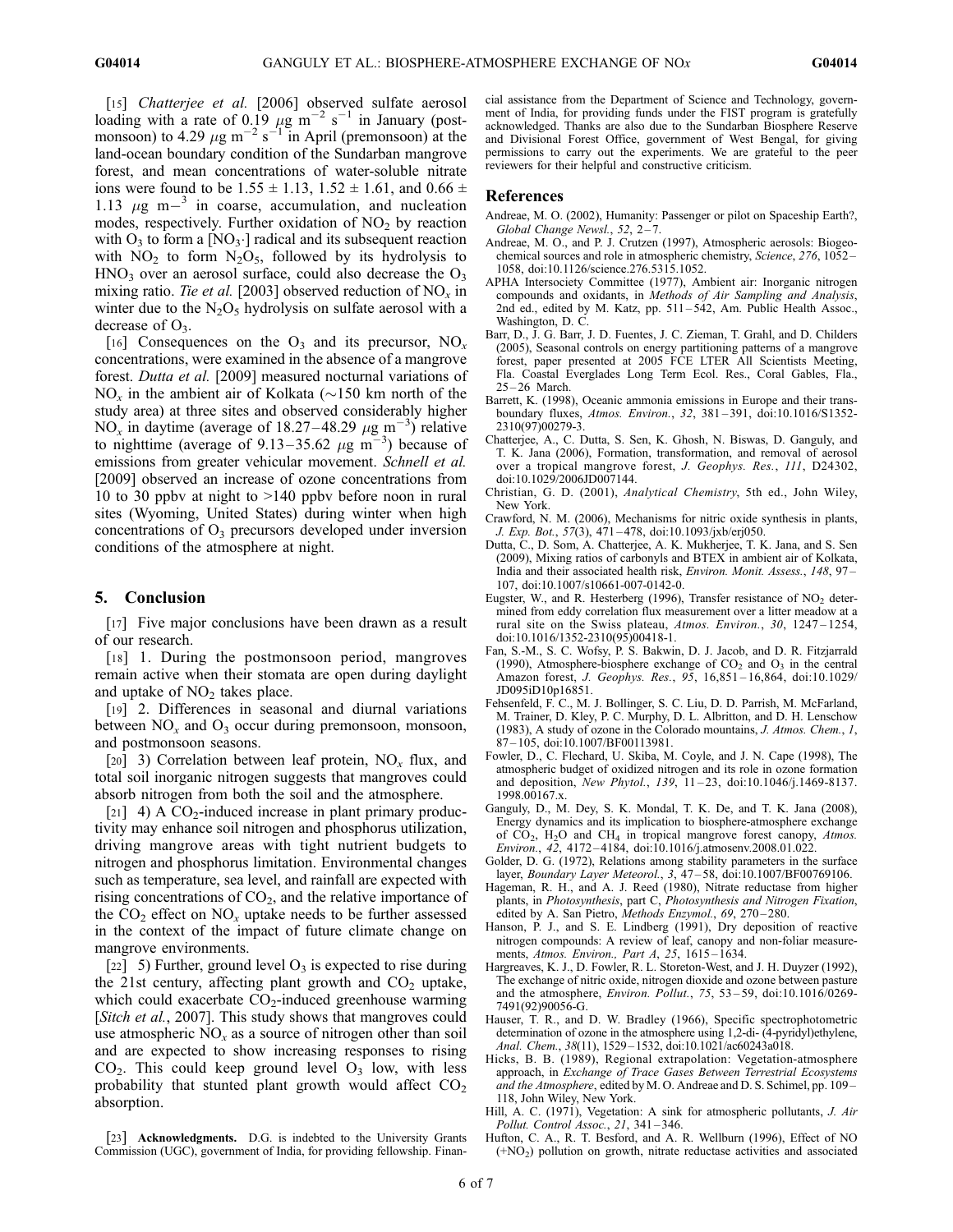[15] *Chatterjee et al.* [2006] observed sulfate aerosol loading with a rate of 0.19 $\mu g\ m^{-2}\ s^{-1}$ in January (postmonsoon) to 4.29 $\mu g\ m^{-2}\ s^{-1}$ in April (premonsoon) at the land-ocean boundary condition of the Sundarban mangrove forest, and mean concentrations of water-soluble nitrate ions were found to be 1.55 ± 1.13, 1.52 ± 1.61, and 0.66 ± 1.13 $\mu g\ m^{-3}$ in coarse, accumulation, and nucleation modes, respectively. Further oxidation of $NO_2$ by reaction with $O_3$ to form a $[NO_3\cdot]$ radical and its subsequent reaction with $NO_2$ to form $N_2O_5$, followed by its hydrolysis to $HNO_3$ over an aerosol surface, could also decrease the $O_3$ mixing ratio. *Tie et al.* [2003] observed reduction of $NO_x$ in winter due to the $N_2O_5$ hydrolysis on sulfate aerosol with a decrease of $O_3$.

[16] Consequences on the $O_3$ and its precursor, $NO_x$ concentrations, were examined in the absence of a mangrove forest. *Dutta et al.* [2009] measured nocturnal variations of $NO_x$ in the ambient air of Kolkata (~150 km north of the study area) at three sites and observed considerably higher $NO_x$ in daytime (average of 18.27–48.29 $\mu g\ m^{-3}$) relative to nighttime (average of 9.13–35.62 $\mu g\ m^{-3}$) because of emissions from greater vehicular movement. *Schnell et al.* [2009] observed an increase of ozone concentrations from 10 to 30 ppbv at night to >140 ppbv before noon in rural sites (Wyoming, United States) during winter when high concentrations of $O_3$ precursors developed under inversion conditions of the atmosphere at night.

## 5. Conclusion

[17] Five major conclusions have been drawn as a result of our research.

[18] 1. During the postmonsoon period, mangroves remain active when their stomata are open during daylight and uptake of $NO_2$ takes place.

[19] 2. Differences in seasonal and diurnal variations between $NO_x$ and $O_3$ occur during premonsoon, monsoon, and postmonsoon seasons.

[20] 3) Correlation between leaf protein, $NO_x$ flux, and total soil inorganic nitrogen suggests that mangroves could absorb nitrogen from both the soil and the atmosphere.

[21] 4) A $CO_2$-induced increase in plant primary productivity may enhance soil nitrogen and phosphorus utilization, driving mangrove areas with tight nutrient budgets to nitrogen and phosphorus limitation. Environmental changes such as temperature, sea level, and rainfall are expected with rising concentrations of $CO_2$, and the relative importance of the $CO_2$ effect on $NO_x$ uptake needs to be further assessed in the context of the impact of future climate change on mangrove environments.

[22] 5) Further, ground level $O_3$ is expected to rise during the 21st century, affecting plant growth and $CO_2$ uptake, which could exacerbate $CO_2$-induced greenhouse warming [*Sitch et al.*, 2007]. This study shows that mangroves could use atmospheric $NO_x$ as a source of nitrogen other than soil and are expected to show increasing responses to rising $CO_2$. This could keep ground level $O_3$ low, with less probability that stunted plant growth would affect $CO_2$ absorption.

[23] **Acknowledgments.** D.G. is indebted to the University Grants Commission (UGC), government of India, for providing fellowship. Financial assistance from the Department of Science and Technology, government of India, for providing funds under the FIST program is gratefully acknowledged. Thanks are also due to the Sundarban Biosphere Reserve and Divisional Forest Office, government of West Bengal, for giving permissions to carry out the experiments. We are grateful to the peer reviewers for their helpful and constructive criticism.

## References

Andreae, M. O. (2002), Humanity: Passenger or pilot on Spaceship Earth?, *Global Change Newsl.*, *52*, 2–7.

Andreae, M. O., and P. J. Crutzen (1997), Atmospheric aerosols: Biogeochemical sources and role in atmospheric chemistry, *Science*, *276*, 1052–1058, doi:10.1126/science.276.5315.1052.

APHA Intersociety Committee (1977), Ambient air: Inorganic nitrogen compounds and oxidants, in *Methods of Air Sampling and Analysis*, 2nd ed., edited by M. Katz, pp. 511–542, Am. Public Health Assoc., Washington, D. C.

Barr, D., J. G. Barr, J. D. Fuentes, J. C. Zieman, T. Grahl, and D. Childers (2005), Seasonal controls on energy partitioning patterns of a mangrove forest, paper presented at 2005 FCE LTER All Scientists Meeting, Fla. Coastal Everglades Long Term Ecol. Res., Coral Gables, Fla., 25–26 March.

Barrett, K. (1998), Oceanic ammonia emissions in Europe and their transboundary fluxes, *Atmos. Environ.*, *32*, 381–391, doi:10.1016/S1352-2310(97)00279-3.

Chatterjee, A., C. Dutta, S. Sen, K. Ghosh, N. Biswas, D. Ganguly, and T. K. Jana (2006), Formation, transformation, and removal of aerosol over a tropical mangrove forest, *J. Geophys. Res.*, *111*, D24302, doi:10.1029/2006JD007144.

Christian, G. D. (2001), *Analytical Chemistry*, 5th ed., John Wiley, New York.

Crawford, N. M. (2006), Mechanisms for nitric oxide synthesis in plants, *J. Exp. Bot.*, *57*(3), 471–478, doi:10.1093/jxb/erj050.

Dutta, C., D. Som, A. Chatterjee, A. K. Mukherjee, T. K. Jana, and S. Sen (2009), Mixing ratios of carbonyls and BTEX in ambient air of Kolkata, India and their associated health risk, *Environ. Monit. Assess.*, *148*, 97–107, doi:10.1007/s10661-007-0142-0.

Eugster, W., and R. Hesterberg (1996), Transfer resistance of $NO_2$ determined from eddy correlation flux measurement over a litter meadow at a rural site on the Swiss plateau, *Atmos. Environ.*, *30*, 1247–1254, doi:10.1016/1352-2310(95)00418-1.

Fan, S.-M., S. C. Wofsy, P. S. Bakwin, D. J. Jacob, and D. R. Fitzjarrald (1990), Atmosphere-biosphere exchange of $CO_2$ and $O_3$ in the central Amazon forest, *J. Geophys. Res.*, *95*, 16,851–16,864, doi:10.1029/JD095iD10p16851.

Fehsenfeld, F. C., M. J. Bollinger, S. C. Liu, D. D. Parrish, M. McFarland, M. Trainer, D. Kley, P. C. Murphy, D. L. Albritton, and D. H. Lenschow (1983), A study of ozone in the Colorado mountains, *J. Atmos. Chem.*, *1*, 87–105, doi:10.1007/BF00113981.

Fowler, D., C. Flechard, U. Skiba, M. Coyle, and J. N. Cape (1998), The atmospheric budget of oxidized nitrogen and its role in ozone formation and deposition, *New Phytol.*, *139*, 11–23, doi:10.1046/j.1469-8137.1998.00167.x.

Ganguly, D., M. Dey, S. K. Mondal, T. K. De, and T. K. Jana (2008), Energy dynamics and its implication to biosphere-atmosphere exchange of $CO_2$, $H_2O$ and $CH_4$ in tropical mangrove forest canopy, *Atmos. Environ.*, *42*, 4172–4184, doi:10.1016/j.atmosenv.2008.01.022.

Golder, D. G. (1972), Relations among stability parameters in the surface layer, *Boundary Layer Meteorol.*, *3*, 47–58, doi:10.1007/BF00769106.

Hageman, R. H., and A. J. Reed (1980), Nitrate reductase from higher plants, in *Photosynthesis*, part C, *Photosynthesis and Nitrogen Fixation*, edited by A. San Pietro, *Methods Enzymol.*, *69*, 270–280.

Hanson, P. J., and S. E. Lindberg (1991), Dry deposition of reactive nitrogen compounds: A review of leaf, canopy and non-foliar measurements, *Atmos. Environ., Part A*, *25*, 1615–1634.

Hargreaves, K. J., D. Fowler, R. L. Storeton-West, and J. H. Duyzer (1992), The exchange of nitric oxide, nitrogen dioxide and ozone between pasture and the atmosphere, *Environ. Pollut.*, *75*, 53–59, doi:10.1016/0269-7491(92)90056-G.

Hauser, T. R., and D. W. Bradley (1966), Specific spectrophotometric determination of ozone in the atmosphere using 1,2-di- (4-pyridyl)ethylene, *Anal. Chem.*, *38*(11), 1529–1532, doi:10.1021/ac60243a018.

Hicks, B. B. (1989), Regional extrapolation: Vegetation-atmosphere approach, in *Exchange of Trace Gases Between Terrestrial Ecosystems and the Atmosphere*, edited by M. O. Andreae and D. S. Schimel, pp. 109–118, John Wiley, New York.

Hill, A. C. (1971), Vegetation: A sink for atmospheric pollutants, *J. Air Pollut. Control Assoc.*, *21*, 341–346.

Hufton, C. A., R. T. Besford, and A. R. Wellburn (1996), Effect of NO (+$NO_2$) pollution on growth, nitrate reductase activities and associated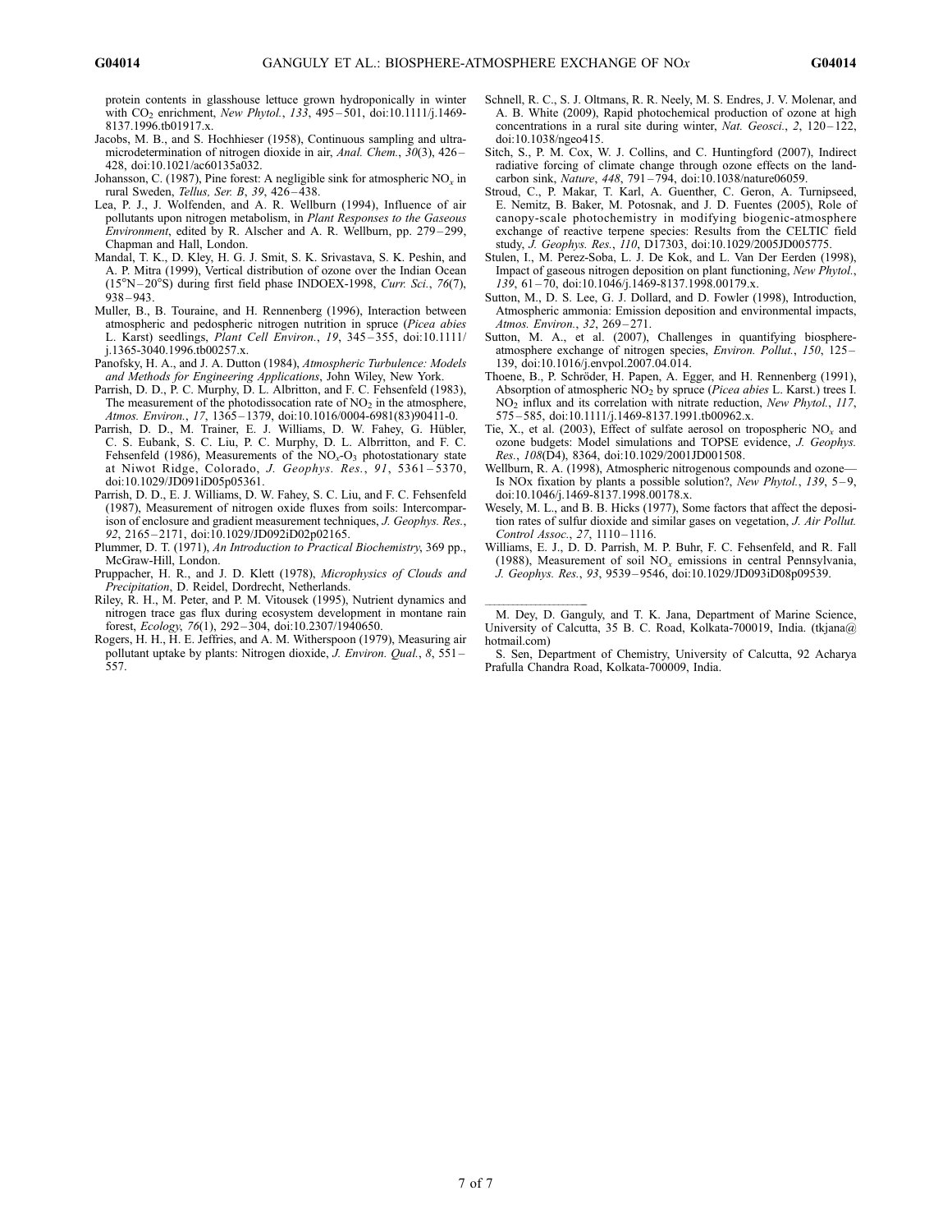protein contents in glasshouse lettuce grown hydroponically in winter with $CO_2$ enrichment, *New Phytol.*, *133*, 495–501, doi:10.1111/j.1469-8137.1996.tb01917.x.

Jacobs, M. B., and S. Hochhieser (1958), Continuous sampling and ultra-microdetermination of nitrogen dioxide in air, *Anal. Chem.*, *30*(3), 426–428, doi:10.1021/ac60135a032.

Johansson, C. (1987), Pine forest: A negligible sink for atmospheric $NO_x$ in rural Sweden, *Tellus, Ser. B*, *39*, 426–438.

Lea, P. J., J. Wolfenden, and A. R. Wellburn (1994), Influence of air pollutants upon nitrogen metabolism, in *Plant Responses to the Gaseous Environment*, edited by R. Alscher and A. R. Wellburn, pp. 279–299, Chapman and Hall, London.

Mandal, T. K., D. Kley, H. G. J. Smit, S. K. Srivastava, S. K. Peshin, and A. P. Mitra (1999), Vertical distribution of ozone over the Indian Ocean (15°N–20°S) during first field phase INDOEX-1998, *Curr. Sci.*, *76*(7), 938–943.

Muller, B., B. Touraine, and H. Rennenberg (1996), Interaction between atmospheric and pedospheric nitrogen nutrition in spruce (*Picea abies* L. Karst) seedlings, *Plant Cell Environ.*, *19*, 345–355, doi:10.1111/j.1365-3040.1996.tb00257.x.

Panofsky, H. A., and J. A. Dutton (1984), *Atmospheric Turbulence: Models and Methods for Engineering Applications*, John Wiley, New York.

Parrish, D. D., P. C. Murphy, D. L. Albritton, and F. C. Fehsenfeld (1983), The measurement of the photodissocation rate of $NO_2$ in the atmosphere, *Atmos. Environ.*, *17*, 1365–1379, doi:10.1016/0004-6981(83)90411-0.

Parrish, D. D., M. Trainer, E. J. Williams, D. W. Fahey, G. Hübler, C. S. Eubank, S. C. Liu, P. C. Murphy, D. L. Albrritton, and F. C. Fehsenfeld (1986), Measurements of the $NO_x$-$O_3$ photostationary state at Niwot Ridge, Colorado, *J. Geophys. Res.*, *91*, 5361–5370, doi:10.1029/JD091iD05p05361.

Parrish, D. D., E. J. Williams, D. W. Fahey, S. C. Liu, and F. C. Fehsenfeld (1987), Measurement of nitrogen oxide fluxes from soils: Intercomparison of enclosure and gradient measurement techniques, *J. Geophys. Res.*, *92*, 2165–2171, doi:10.1029/JD092iD02p02165.

Plummer, D. T. (1971), *An Introduction to Practical Biochemistry*, 369 pp., McGraw-Hill, London.

Pruppacher, H. R., and J. D. Klett (1978), *Microphysics of Clouds and Precipitation*, D. Reidel, Dordrecht, Netherlands.

Riley, R. H., M. Peter, and P. M. Vitousek (1995), Nutrient dynamics and nitrogen trace gas flux during ecosystem development in montane rain forest, *Ecology*, *76*(1), 292–304, doi:10.2307/1940650.

Rogers, H. H., H. E. Jeffries, and A. M. Witherspoon (1979), Measuring air pollutant uptake by plants: Nitrogen dioxide, *J. Environ. Qual.*, *8*, 551–557.

Schnell, R. C., S. J. Oltmans, R. R. Neely, M. S. Endres, J. V. Molenar, and A. B. White (2009), Rapid photochemical production of ozone at high concentrations in a rural site during winter, *Nat. Geosci.*, *2*, 120–122, doi:10.1038/ngeo415.

Sitch, S., P. M. Cox, W. J. Collins, and C. Huntingford (2007), Indirect radiative forcing of climate change through ozone effects on the land-carbon sink, *Nature*, *448*, 791–794, doi:10.1038/nature06059.

Stroud, C., P. Makar, T. Karl, A. Guenther, C. Geron, A. Turnipseed, E. Nemitz, B. Baker, M. Potosnak, and J. D. Fuentes (2005), Role of canopy-scale photochemistry in modifying biogenic-atmosphere exchange of reactive terpene species: Results from the CELTIC field study, *J. Geophys. Res.*, *110*, D17303, doi:10.1029/2005JD005775.

Stulen, I., M. Perez-Soba, L. J. De Kok, and L. Van Der Eerden (1998), Impact of gaseous nitrogen deposition on plant functioning, *New Phytol.*, *139*, 61–70, doi:10.1046/j.1469-8137.1998.00179.x.

Sutton, M., D. S. Lee, G. J. Dollard, and D. Fowler (1998), Introduction, Atmospheric ammonia: Emission deposition and environmental impacts, *Atmos. Environ.*, *32*, 269–271.

Sutton, M. A., et al. (2007), Challenges in quantifying biosphere-atmosphere exchange of nitrogen species, *Environ. Pollut.*, *150*, 125–139, doi:10.1016/j.envpol.2007.04.014.

Thoene, B., P. Schröder, H. Papen, A. Egger, and H. Rennenberg (1991), Absorption of atmospheric $NO_2$ by spruce (*Picea abies* L. Karst.) trees I. $NO_2$ influx and its correlation with nitrate reduction, *New Phytol.*, *117*, 575–585, doi:10.1111/j.1469-8137.1991.tb00962.x.

Tie, X., et al. (2003), Effect of sulfate aerosol on tropospheric $NO_x$ and ozone budgets: Model simulations and TOPSE evidence, *J. Geophys. Res.*, *108*(D4), 8364, doi:10.1029/2001JD001508.

Wellburn, R. A. (1998), Atmospheric nitrogenous compounds and ozone—Is NOx fixation by plants a possible solution?, *New Phytol.*, *139*, 5–9, doi:10.1046/j.1469-8137.1998.00178.x.

Wesely, M. L., and B. B. Hicks (1977), Some factors that affect the deposition rates of sulfur dioxide and similar gases on vegetation, *J. Air Pollut. Control Assoc.*, *27*, 1110–1116.

Williams, E. J., D. D. Parrish, M. P. Buhr, F. C. Fehsenfeld, and R. Fall (1988), Measurement of soil $NO_x$ emissions in central Pennsylvania, *J. Geophys. Res.*, *93*, 9539–9546, doi:10.1029/JD093iD08p09539.

---

M. Dey, D. Ganguly, and T. K. Jana, Department of Marine Science, University of Calcutta, 35 B. C. Road, Kolkata-700019, India. (tkjana@hotmail.com)

S. Sen, Department of Chemistry, University of Calcutta, 92 Acharya Prafulla Chandra Road, Kolkata-700009, India.